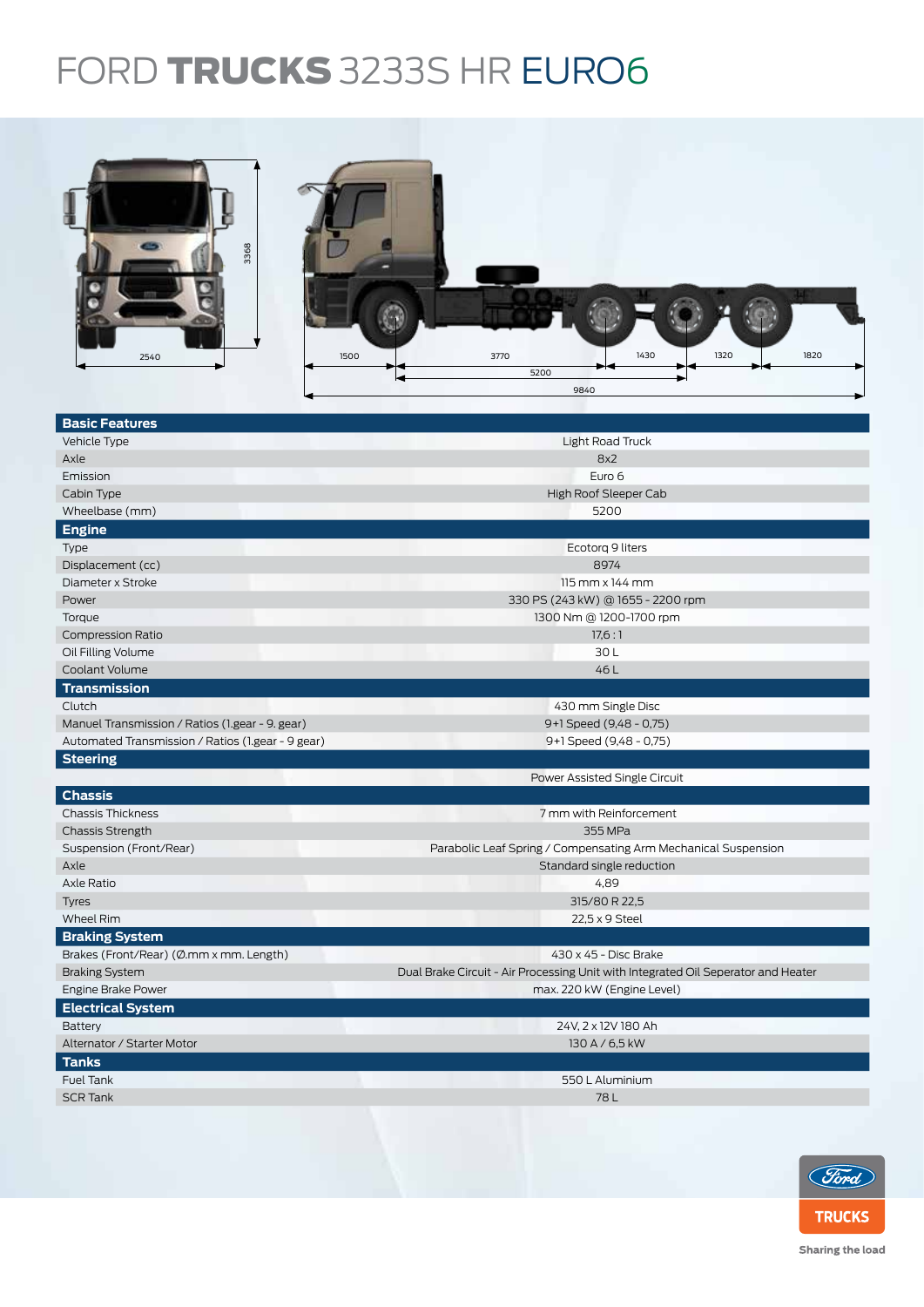# FORD TRUCKS 3233S HR EURO6

| Basic Features | |
|---|---|
| Vehicle Type | Light Road Truck |
| Axle | 8x2 |
| Emission | Euro 6 |
| Cabin Type | High Roof Sleeper Cab |
| Wheelbase (mm) | 5200 |
| **Engine** | |
| Type | Ecotorq 9 liters |
| Displacement (cc) | 8974 |
| Diameter x Stroke | 115 mm x 144 mm |
| Power | 330 PS (243 kW) @ 1655 - 2200 rpm |
| Torque | 1300 Nm @ 1200-1700 rpm |
| Compression Ratio | 17,6 : 1 |
| Oil Filling Volume | 30 L |
| Coolant Volume | 46 L |
| **Transmission** | |
| Clutch | 430 mm Single Disc |
| Manuel Transmission / Ratios (1.gear - 9. gear) | 9+1 Speed (9,48 - 0,75) |
| Automated Transmission / Ratios (1.gear - 9 gear) | 9+1 Speed (9,48 - 0,75) |
| **Steering** | |
| | Power Assisted Single Circuit |
| **Chassis** | |
| Chassis Thickness | 7 mm with Reinforcement |
| Chassis Strength | 355 MPa |
| Suspension (Front/Rear) | Parabolic Leaf Spring / Compensating Arm Mechanical Suspension |
| Axle | Standard single reduction |
| Axle Ratio | 4,89 |
| Tyres | 315/80 R 22,5 |
| Wheel Rim | 22,5 x 9 Steel |
| **Braking System** | |
| Brakes (Front/Rear) (Ø.mm x mm. Length) | 430 x 45 - Disc Brake |
| Braking System | Dual Brake Circuit - Air Processing Unit with Integrated Oil Seperator and Heater |
| Engine Brake Power | max. 220 kW (Engine Level) |
| **Electrical System** | |
| Battery | 24V, 2 x 12V 180 Ah |
| Alternator / Starter Motor | 130 A / 6,5 kW |
| **Tanks** | |
| Fuel Tank | 550 L Aluminium |
| SCR Tank | 78 L |

Ford TRUCKS

Sharing the load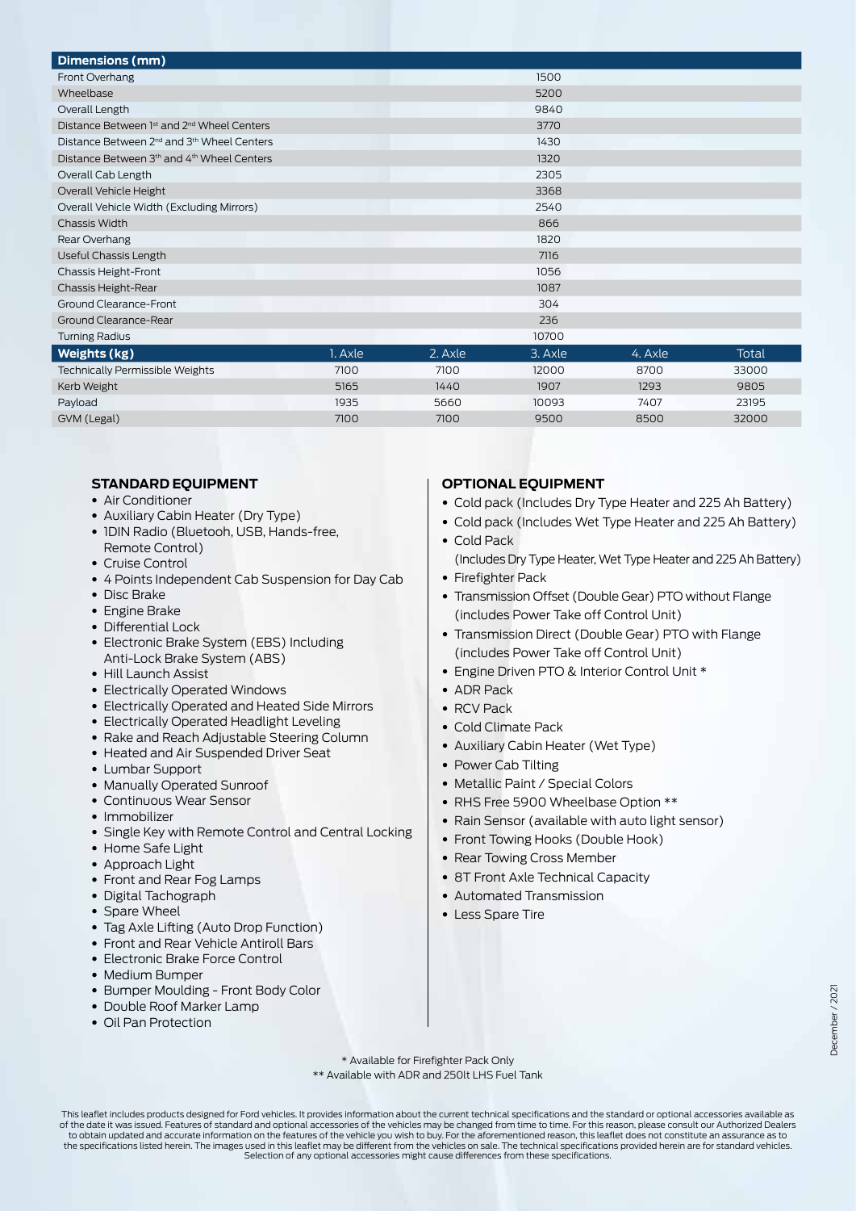| Dimensions (mm) | | | | | |
|---|---|---|---|---|---|
| Front Overhang | | | 1500 | | |
| Wheelbase | | | 5200 | | |
| Overall Length | | | 9840 | | |
| Distance Between 1st and 2nd Wheel Centers | | | 3770 | | |
| Distance Between 2nd and 3th Wheel Centers | | | 1430 | | |
| Distance Between 3th and 4th Wheel Centers | | | 1320 | | |
| Overall Cab Length | | | 2305 | | |
| Overall Vehicle Height | | | 3368 | | |
| Overall Vehicle Width (Excluding Mirrors) | | | 2540 | | |
| Chassis Width | | | 866 | | |
| Rear Overhang | | | 1820 | | |
| Useful Chassis Length | | | 7116 | | |
| Chassis Height-Front | | | 1056 | | |
| Chassis Height-Rear | | | 1087 | | |
| Ground Clearance-Front | | | 304 | | |
| Ground Clearance-Rear | | | 236 | | |
| Turning Radius | | | 10700 | | |
| **Weights (kg)** | **1. Axle** | **2. Axle** | **3. Axle** | **4. Axle** | **Total** |
| Technically Permissible Weights | 7100 | 7100 | 12000 | 8700 | 33000 |
| Kerb Weight | 5165 | 1440 | 1907 | 1293 | 9805 |
| Payload | 1935 | 5660 | 10093 | 7407 | 23195 |
| GVM (Legal) | 7100 | 7100 | 9500 | 8500 | 32000 |

## STANDARD EQUIPMENT

- Air Conditioner
- Auxiliary Cabin Heater (Dry Type)
- 1DIN Radio (Bluetooh, USB, Hands-free, Remote Control)
- Cruise Control
- 4 Points Independent Cab Suspension for Day Cab
- Disc Brake
- Engine Brake
- Differential Lock
- Electronic Brake System (EBS) Including Anti-Lock Brake System (ABS)
- Hill Launch Assist
- Electrically Operated Windows
- Electrically Operated and Heated Side Mirrors
- Electrically Operated Headlight Leveling
- Rake and Reach Adjustable Steering Column
- Heated and Air Suspended Driver Seat
- Lumbar Support
- Manually Operated Sunroof
- Continuous Wear Sensor
- Immobilizer
- Single Key with Remote Control and Central Locking
- Home Safe Light
- Approach Light
- Front and Rear Fog Lamps
- Digital Tachograph
- Spare Wheel
- Tag Axle Lifting (Auto Drop Function)
- Front and Rear Vehicle Antiroll Bars
- Electronic Brake Force Control
- Medium Bumper
- Bumper Moulding - Front Body Color
- Double Roof Marker Lamp
- Oil Pan Protection

## OPTIONAL EQUIPMENT

- Cold pack (Includes Dry Type Heater and 225 Ah Battery)
- Cold pack (Includes Wet Type Heater and 225 Ah Battery)
- Cold Pack (Includes Dry Type Heater, Wet Type Heater and 225 Ah Battery)
- Firefighter Pack
- Transmission Offset (Double Gear) PTO without Flange (includes Power Take off Control Unit)
- Transmission Direct (Double Gear) PTO with Flange (includes Power Take off Control Unit)
- Engine Driven PTO & Interior Control Unit *
- ADR Pack
- RCV Pack
- Cold Climate Pack
- Auxiliary Cabin Heater (Wet Type)
- Power Cab Tilting
- Metallic Paint / Special Colors
- RHS Free 5900 Wheelbase Option **
- Rain Sensor (available with auto light sensor)
- Front Towing Hooks (Double Hook)
- Rear Towing Cross Member
- 8T Front Axle Technical Capacity
- Automated Transmission
- Less Spare Tire

\* Available for Firefighter Pack Only
** Available with ADR and 250lt LHS Fuel Tank

December / 2021

This leaflet includes products designed for Ford vehicles. It provides information about the current technical specifications and the standard or optional accessories available as of the date it was issued. Features of standard and optional accessories of the vehicles may be changed from time to time. For this reason, please consult our Authorized Dealers to obtain updated and accurate information on the features of the vehicle you wish to buy. For the aforementioned reason, this leaflet does not constitute an assurance as to the specifications listed herein. The images used in this leaflet may be different from the vehicles on sale. The technical specifications provided herein are for standard vehicles. Selection of any optional accessories might cause differences from these specifications.